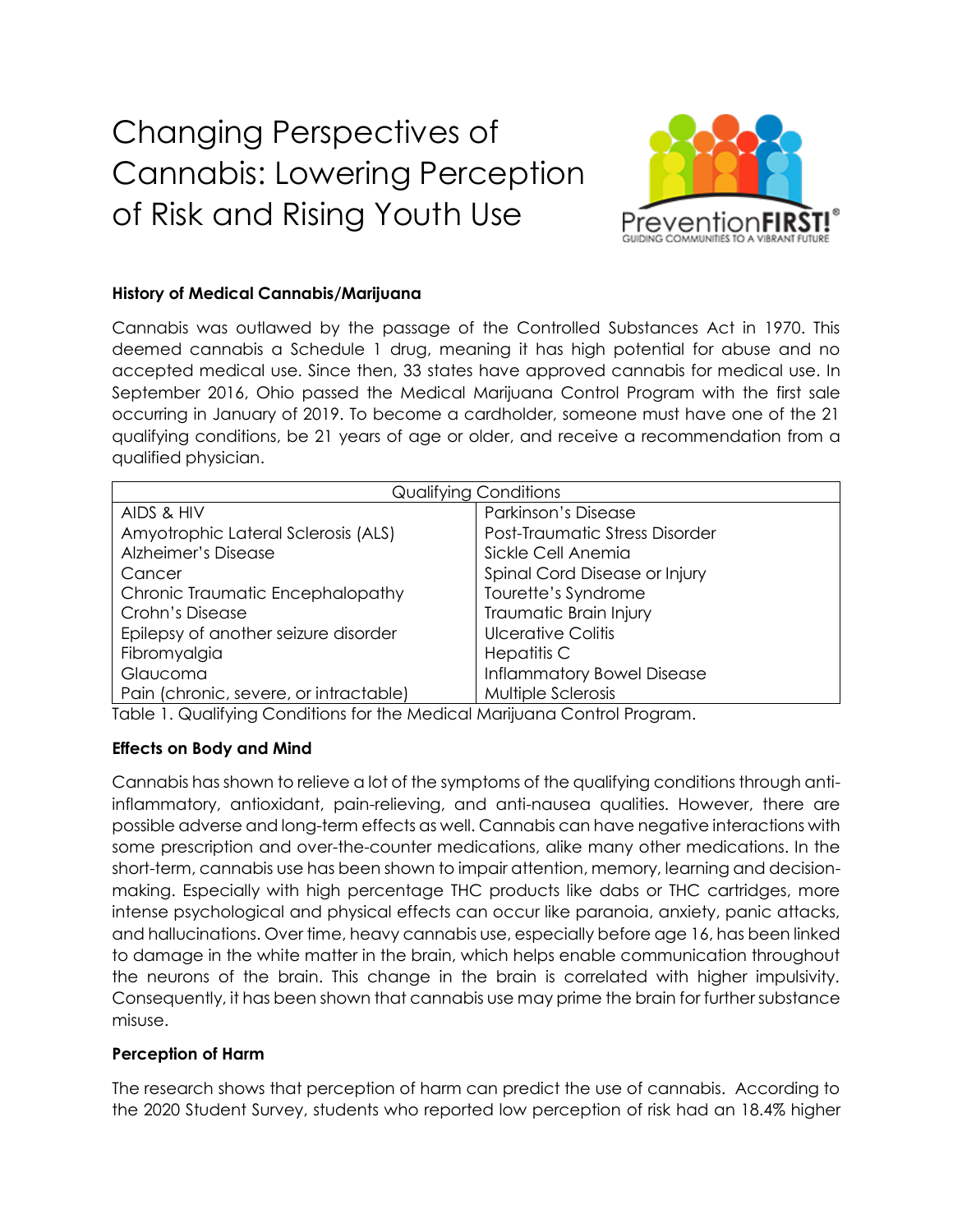# Changing Perspectives of Cannabis: Lowering Perception of Risk and Rising Youth Use

PreventionFIRST!® GUIDING COMMUNITIES TO A VIBRANT FUTURE

**History of Medical Cannabis/Marijuana**

Cannabis was outlawed by the passage of the Controlled Substances Act in 1970. This deemed cannabis a Schedule 1 drug, meaning it has high potential for abuse and no accepted medical use. Since then, 33 states have approved cannabis for medical use. In September 2016, Ohio passed the Medical Marijuana Control Program with the first sale occurring in January of 2019. To become a cardholder, someone must have one of the 21 qualifying conditions, be 21 years of age or older, and receive a recommendation from a qualified physician.

| Qualifying Conditions | |
|---|---|
| AIDS & HIV | Parkinson's Disease |
| Amyotrophic Lateral Sclerosis (ALS) | Post-Traumatic Stress Disorder |
| Alzheimer's Disease | Sickle Cell Anemia |
| Cancer | Spinal Cord Disease or Injury |
| Chronic Traumatic Encephalopathy | Tourette's Syndrome |
| Crohn's Disease | Traumatic Brain Injury |
| Epilepsy of another seizure disorder | Ulcerative Colitis |
| Fibromyalgia | Hepatitis C |
| Glaucoma | Inflammatory Bowel Disease |
| Pain (chronic, severe, or intractable) | Multiple Sclerosis |

Table 1. Qualifying Conditions for the Medical Marijuana Control Program.

**Effects on Body and Mind**

Cannabis has shown to relieve a lot of the symptoms of the qualifying conditions through anti-inflammatory, antioxidant, pain-relieving, and anti-nausea qualities. However, there are possible adverse and long-term effects as well. Cannabis can have negative interactions with some prescription and over-the-counter medications, alike many other medications. In the short-term, cannabis use has been shown to impair attention, memory, learning and decision-making. Especially with high percentage THC products like dabs or THC cartridges, more intense psychological and physical effects can occur like paranoia, anxiety, panic attacks, and hallucinations. Over time, heavy cannabis use, especially before age 16, has been linked to damage in the white matter in the brain, which helps enable communication throughout the neurons of the brain. This change in the brain is correlated with higher impulsivity. Consequently, it has been shown that cannabis use may prime the brain for further substance misuse.

**Perception of Harm**

The research shows that perception of harm can predict the use of cannabis. According to the 2020 Student Survey, students who reported low perception of risk had an 18.4% higher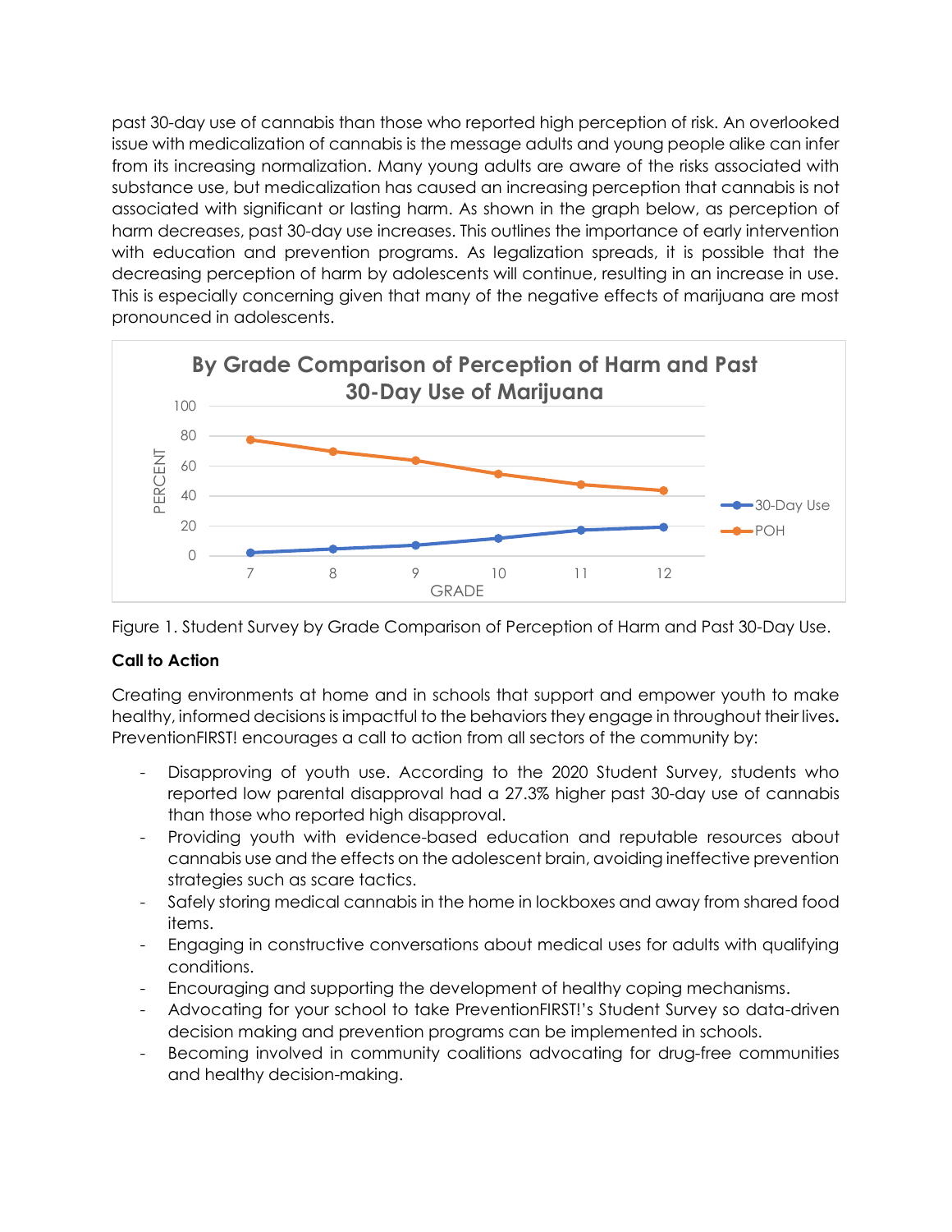past 30-day use of cannabis than those who reported high perception of risk. An overlooked issue with medicalization of cannabis is the message adults and young people alike can infer from its increasing normalization. Many young adults are aware of the risks associated with substance use, but medicalization has caused an increasing perception that cannabis is not associated with significant or lasting harm. As shown in the graph below, as perception of harm decreases, past 30-day use increases. This outlines the importance of early intervention with education and prevention programs. As legalization spreads, it is possible that the decreasing perception of harm by adolescents will continue, resulting in an increase in use. This is especially concerning given that many of the negative effects of marijuana are most pronounced in adolescents.

Figure 1. Student Survey by Grade Comparison of Perception of Harm and Past 30-Day Use.

**Call to Action**

Creating environments at home and in schools that support and empower youth to make healthy, informed decisions is impactful to the behaviors they engage in throughout their lives. PreventionFIRST! encourages a call to action from all sectors of the community by:

- Disapproving of youth use. According to the 2020 Student Survey, students who reported low parental disapproval had a 27.3% higher past 30-day use of cannabis than those who reported high disapproval.
- Providing youth with evidence-based education and reputable resources about cannabis use and the effects on the adolescent brain, avoiding ineffective prevention strategies such as scare tactics.
- Safely storing medical cannabis in the home in lockboxes and away from shared food items.
- Engaging in constructive conversations about medical uses for adults with qualifying conditions.
- Encouraging and supporting the development of healthy coping mechanisms.
- Advocating for your school to take PreventionFIRST!'s Student Survey so data-driven decision making and prevention programs can be implemented in schools.
- Becoming involved in community coalitions advocating for drug-free communities and healthy decision-making.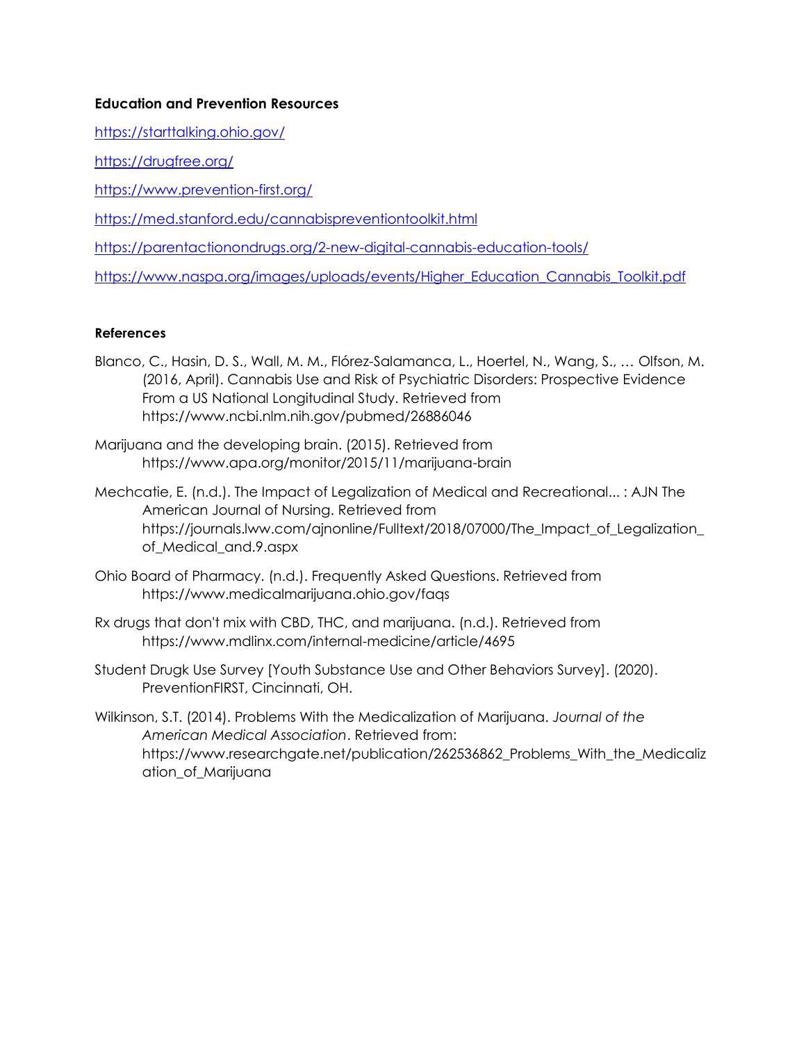**Education and Prevention Resources**

https://starttalking.ohio.gov/

https://drugfree.org/

https://www.prevention-first.org/

https://med.stanford.edu/cannabispreventiontoolkit.html

https://parentactionondrugs.org/2-new-digital-cannabis-education-tools/

https://www.naspa.org/images/uploads/events/Higher_Education_Cannabis_Toolkit.pdf

**References**

Blanco, C., Hasin, D. S., Wall, M. M., Flórez-Salamanca, L., Hoertel, N., Wang, S., … Olfson, M. (2016, April). Cannabis Use and Risk of Psychiatric Disorders: Prospective Evidence From a US National Longitudinal Study. Retrieved from https://www.ncbi.nlm.nih.gov/pubmed/26886046

Marijuana and the developing brain. (2015). Retrieved from https://www.apa.org/monitor/2015/11/marijuana-brain

Mechcatie, E. (n.d.). The Impact of Legalization of Medical and Recreational... : AJN The American Journal of Nursing. Retrieved from https://journals.lww.com/ajnonline/Fulltext/2018/07000/The_Impact_of_Legalization_of_Medical_and.9.aspx

Ohio Board of Pharmacy. (n.d.). Frequently Asked Questions. Retrieved from https://www.medicalmarijuana.ohio.gov/faqs

Rx drugs that don't mix with CBD, THC, and marijuana. (n.d.). Retrieved from https://www.mdlinx.com/internal-medicine/article/4695

Student Drugk Use Survey [Youth Substance Use and Other Behaviors Survey]. (2020). PreventionFIRST, Cincinnati, OH.

Wilkinson, S.T. (2014). Problems With the Medicalization of Marijuana. *Journal of the American Medical Association*. Retrieved from: https://www.researchgate.net/publication/262536862_Problems_With_the_Medicalization_of_Marijuana